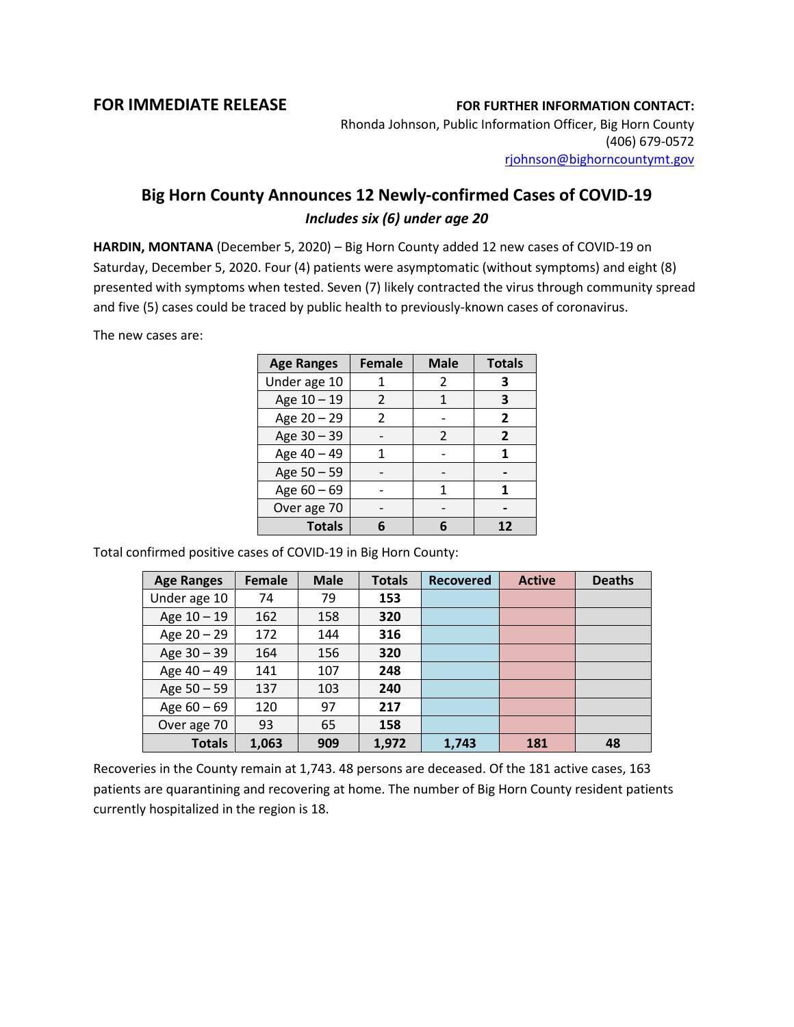**FOR IMMEDIATE RELEASE**

**FOR FURTHER INFORMATION CONTACT:**
Rhonda Johnson, Public Information Officer, Big Horn County
(406) 679-0572
rjohnson@bighorncountymt.gov

## Big Horn County Announces 12 Newly-confirmed Cases of COVID-19

***Includes six (6) under age 20***

**HARDIN, MONTANA** (December 5, 2020) – Big Horn County added 12 new cases of COVID-19 on Saturday, December 5, 2020. Four (4) patients were asymptomatic (without symptoms) and eight (8) presented with symptoms when tested. Seven (7) likely contracted the virus through community spread and five (5) cases could be traced by public health to previously-known cases of coronavirus.

The new cases are:

| Age Ranges | Female | Male | Totals |
|---|---|---|---|
| Under age 10 | 1 | 2 | **3** |
| Age 10 – 19 | 2 | 1 | **3** |
| Age 20 – 29 | 2 | - | **2** |
| Age 30 – 39 | - | 2 | **2** |
| Age 40 – 49 | 1 | - | **1** |
| Age 50 – 59 | - | - | **-** |
| Age 60 – 69 | - | 1 | **1** |
| Over age 70 | - | - | **-** |
| **Totals** | **6** | **6** | **12** |

Total confirmed positive cases of COVID-19 in Big Horn County:

| Age Ranges | Female | Male | Totals | Recovered | Active | Deaths |
|---|---|---|---|---|---|---|
| Under age 10 | 74 | 79 | **153** | | | |
| Age 10 – 19 | 162 | 158 | **320** | | | |
| Age 20 – 29 | 172 | 144 | **316** | | | |
| Age 30 – 39 | 164 | 156 | **320** | | | |
| Age 40 – 49 | 141 | 107 | **248** | | | |
| Age 50 – 59 | 137 | 103 | **240** | | | |
| Age 60 – 69 | 120 | 97 | **217** | | | |
| Over age 70 | 93 | 65 | **158** | | | |
| **Totals** | **1,063** | **909** | **1,972** | **1,743** | **181** | **48** |

Recoveries in the County remain at 1,743. 48 persons are deceased. Of the 181 active cases, 163 patients are quarantining and recovering at home. The number of Big Horn County resident patients currently hospitalized in the region is 18.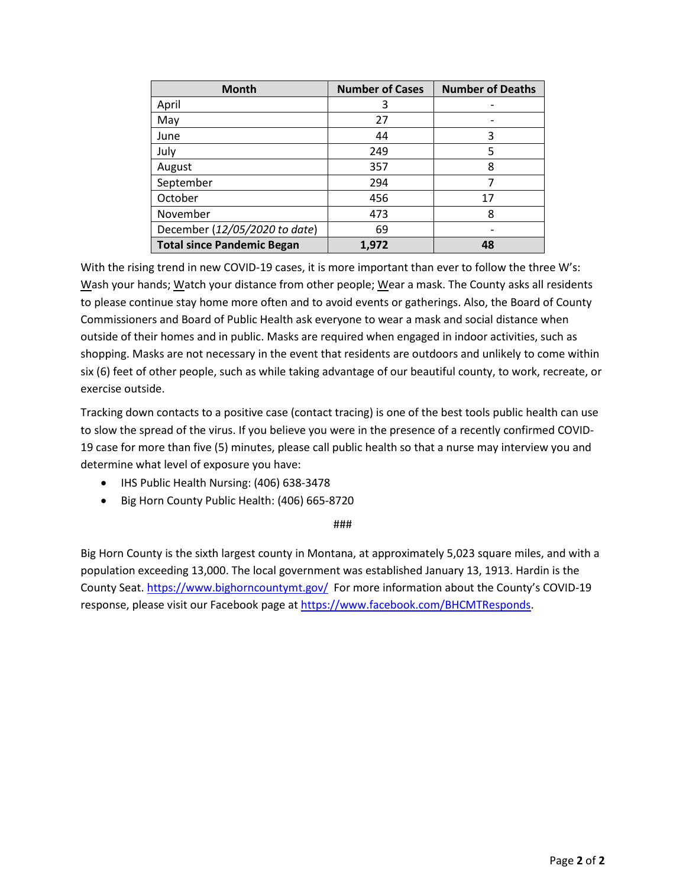| Month | Number of Cases | Number of Deaths |
| --- | --- | --- |
| April | 3 | - |
| May | 27 | - |
| June | 44 | 3 |
| July | 249 | 5 |
| August | 357 | 8 |
| September | 294 | 7 |
| October | 456 | 17 |
| November | 473 | 8 |
| December (*12/05/2020 to date*) | 69 | - |
| **Total since Pandemic Began** | **1,972** | **48** |

With the rising trend in new COVID-19 cases, it is more important than ever to follow the three W's: Wash your hands; Watch your distance from other people; Wear a mask. The County asks all residents to please continue stay home more often and to avoid events or gatherings. Also, the Board of County Commissioners and Board of Public Health ask everyone to wear a mask and social distance when outside of their homes and in public. Masks are required when engaged in indoor activities, such as shopping. Masks are not necessary in the event that residents are outdoors and unlikely to come within six (6) feet of other people, such as while taking advantage of our beautiful county, to work, recreate, or exercise outside.

Tracking down contacts to a positive case (contact tracing) is one of the best tools public health can use to slow the spread of the virus. If you believe you were in the presence of a recently confirmed COVID-19 case for more than five (5) minutes, please call public health so that a nurse may interview you and determine what level of exposure you have:

- IHS Public Health Nursing: (406) 638-3478
- Big Horn County Public Health: (406) 665-8720

###

Big Horn County is the sixth largest county in Montana, at approximately 5,023 square miles, and with a population exceeding 13,000. The local government was established January 13, 1913. Hardin is the County Seat. https://www.bighorncountymt.gov/ For more information about the County's COVID-19 response, please visit our Facebook page at https://www.facebook.com/BHCMTResponds.